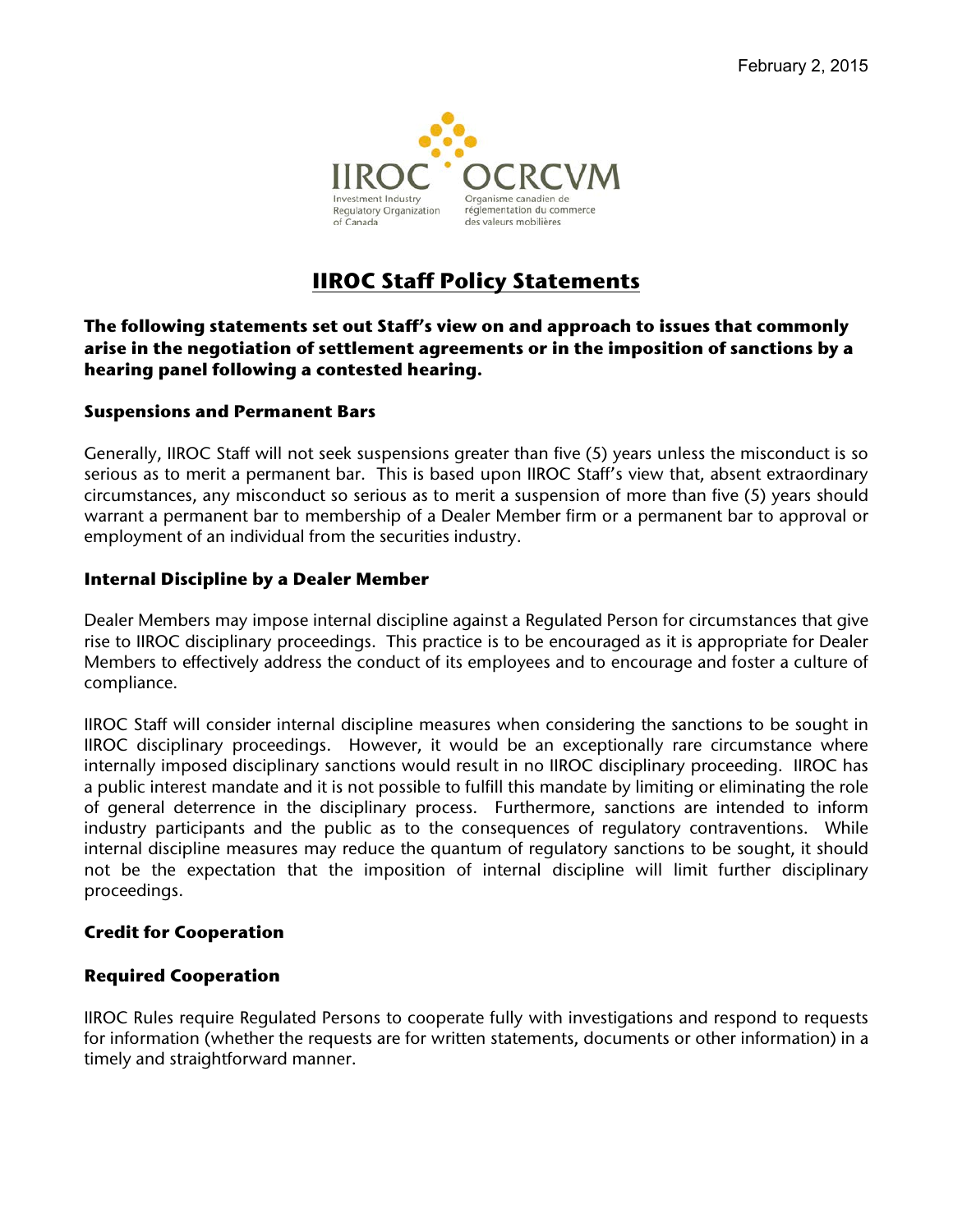February 2, 2015

IIROC OCRCVM

Investment Industry Regulatory Organization of Canada

Organisme canadien de réglementation du commerce des valeurs mobilières

# IIROC Staff Policy Statements

**The following statements set out Staff's view on and approach to issues that commonly arise in the negotiation of settlement agreements or in the imposition of sanctions by a hearing panel following a contested hearing.**

### Suspensions and Permanent Bars

Generally, IIROC Staff will not seek suspensions greater than five (5) years unless the misconduct is so serious as to merit a permanent bar. This is based upon IIROC Staff's view that, absent extraordinary circumstances, any misconduct so serious as to merit a suspension of more than five (5) years should warrant a permanent bar to membership of a Dealer Member firm or a permanent bar to approval or employment of an individual from the securities industry.

### Internal Discipline by a Dealer Member

Dealer Members may impose internal discipline against a Regulated Person for circumstances that give rise to IIROC disciplinary proceedings. This practice is to be encouraged as it is appropriate for Dealer Members to effectively address the conduct of its employees and to encourage and foster a culture of compliance.

IIROC Staff will consider internal discipline measures when considering the sanctions to be sought in IIROC disciplinary proceedings. However, it would be an exceptionally rare circumstance where internally imposed disciplinary sanctions would result in no IIROC disciplinary proceeding. IIROC has a public interest mandate and it is not possible to fulfill this mandate by limiting or eliminating the role of general deterrence in the disciplinary process. Furthermore, sanctions are intended to inform industry participants and the public as to the consequences of regulatory contraventions. While internal discipline measures may reduce the quantum of regulatory sanctions to be sought, it should not be the expectation that the imposition of internal discipline will limit further disciplinary proceedings.

### Credit for Cooperation

### Required Cooperation

IIROC Rules require Regulated Persons to cooperate fully with investigations and respond to requests for information (whether the requests are for written statements, documents or other information) in a timely and straightforward manner.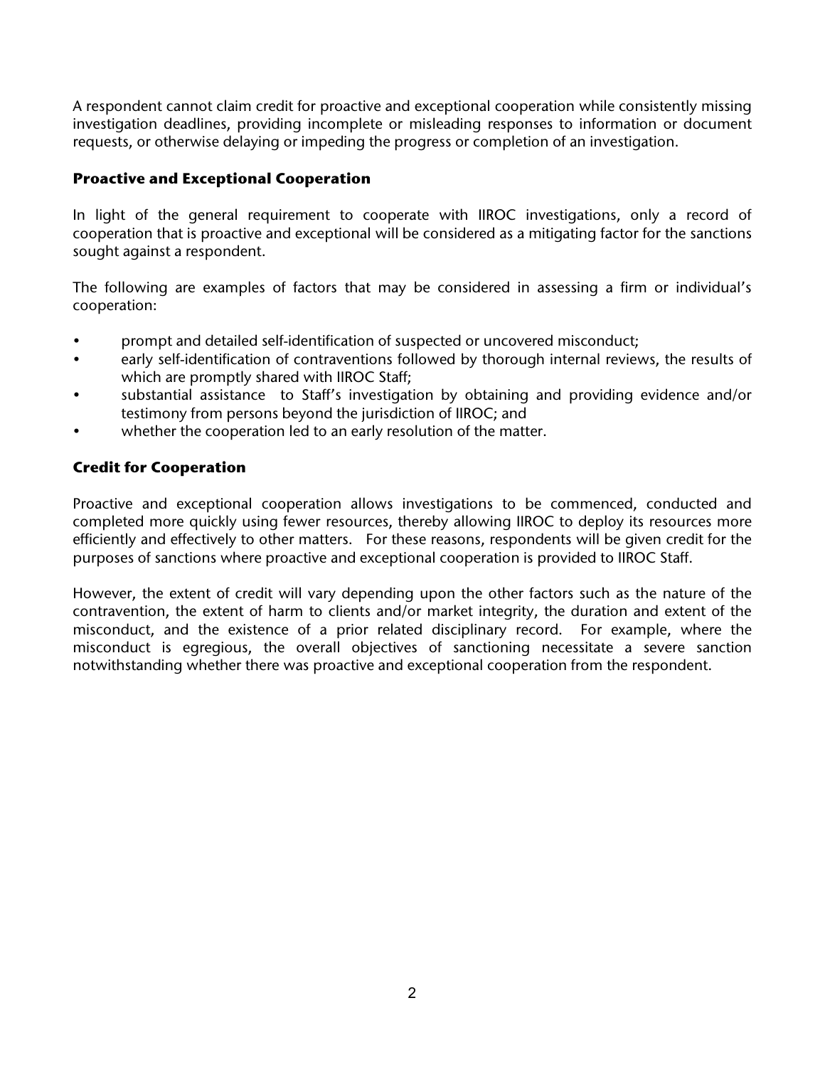A respondent cannot claim credit for proactive and exceptional cooperation while consistently missing investigation deadlines, providing incomplete or misleading responses to information or document requests, or otherwise delaying or impeding the progress or completion of an investigation.

### Proactive and Exceptional Cooperation

In light of the general requirement to cooperate with IIROC investigations, only a record of cooperation that is proactive and exceptional will be considered as a mitigating factor for the sanctions sought against a respondent.

The following are examples of factors that may be considered in assessing a firm or individual's cooperation:

- prompt and detailed self-identification of suspected or uncovered misconduct;
- early self-identification of contraventions followed by thorough internal reviews, the results of which are promptly shared with IIROC Staff;
- substantial assistance to Staff's investigation by obtaining and providing evidence and/or testimony from persons beyond the jurisdiction of IIROC; and
- whether the cooperation led to an early resolution of the matter.

### Credit for Cooperation

Proactive and exceptional cooperation allows investigations to be commenced, conducted and completed more quickly using fewer resources, thereby allowing IIROC to deploy its resources more efficiently and effectively to other matters. For these reasons, respondents will be given credit for the purposes of sanctions where proactive and exceptional cooperation is provided to IIROC Staff.

However, the extent of credit will vary depending upon the other factors such as the nature of the contravention, the extent of harm to clients and/or market integrity, the duration and extent of the misconduct, and the existence of a prior related disciplinary record. For example, where the misconduct is egregious, the overall objectives of sanctioning necessitate a severe sanction notwithstanding whether there was proactive and exceptional cooperation from the respondent.